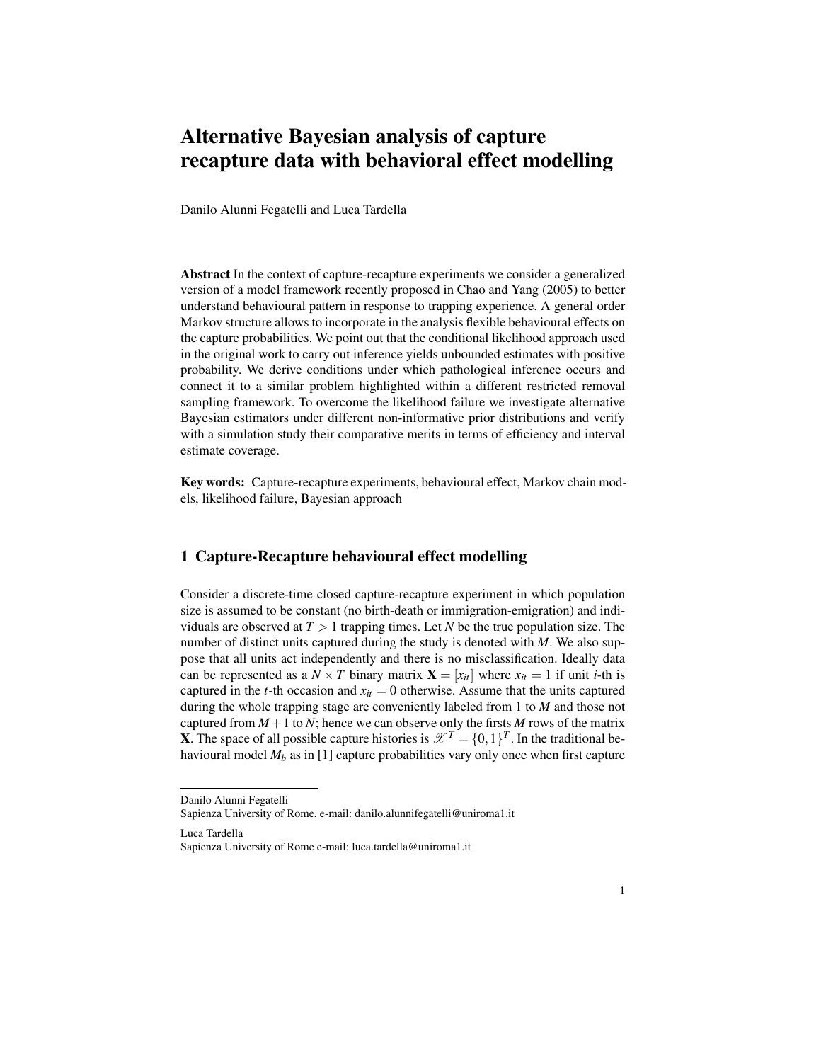# Alternative Bayesian analysis of capture recapture data with behavioral effect modelling

Danilo Alunni Fegatelli and Luca Tardella

**Abstract** In the context of capture-recapture experiments we consider a generalized version of a model framework recently proposed in Chao and Yang (2005) to better understand behavioural pattern in response to trapping experience. A general order Markov structure allows to incorporate in the analysis flexible behavioural effects on the capture probabilities. We point out that the conditional likelihood approach used in the original work to carry out inference yields unbounded estimates with positive probability. We derive conditions under which pathological inference occurs and connect it to a similar problem highlighted within a different restricted removal sampling framework. To overcome the likelihood failure we investigate alternative Bayesian estimators under different non-informative prior distributions and verify with a simulation study their comparative merits in terms of efficiency and interval estimate coverage.

**Key words:** Capture-recapture experiments, behavioural effect, Markov chain models, likelihood failure, Bayesian approach

## 1 Capture-Recapture behavioural effect modelling

Consider a discrete-time closed capture-recapture experiment in which population size is assumed to be constant (no birth-death or immigration-emigration) and individuals are observed at $T > 1$ trapping times. Let $N$ be the true population size. The number of distinct units captured during the study is denoted with $M$. We also suppose that all units act independently and there is no misclassification. Ideally data can be represented as a $N \times T$ binary matrix $\mathbf{X} = [x_{it}]$ where $x_{it} = 1$ if unit $i$-th is captured in the $t$-th occasion and $x_{it} = 0$ otherwise. Assume that the units captured during the whole trapping stage are conveniently labeled from 1 to $M$ and those not captured from $M + 1$ to $N$; hence we can observe only the firsts $M$ rows of the matrix $\mathbf{X}$. The space of all possible capture histories is $\mathscr{X}^T = \{0,1\}^T$. In the traditional behavioural model $M_b$ as in [1] capture probabilities vary only once when first capture

---

Danilo Alunni Fegatelli
Sapienza University of Rome, e-mail: danilo.alunnifegatelli@uniroma1.it

Luca Tardella
Sapienza University of Rome e-mail: luca.tardella@uniroma1.it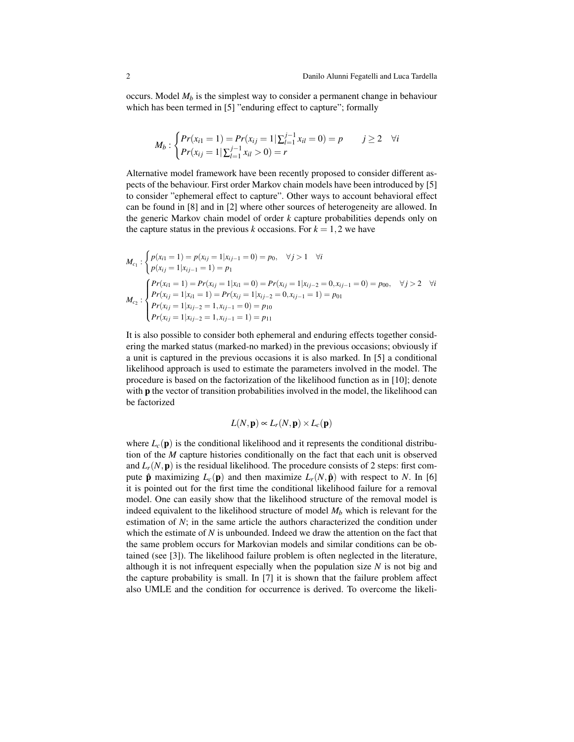occurs. Model $M_b$ is the simplest way to consider a permanent change in behaviour which has been termed in [5] "enduring effect to capture"; formally

$$
M_b : \begin{cases} Pr(x_{i1} = 1) = Pr(x_{ij} = 1 | \sum_{l=1}^{j-1} x_{il} = 0) = p \qquad j \geq 2 \quad \forall i \\ Pr(x_{ij} = 1 | \sum_{l=1}^{j-1} x_{il} > 0) = r \end{cases}
$$

Alternative model framework have been recently proposed to consider different aspects of the behaviour. First order Markov chain models have been introduced by [5] to consider "ephemeral effect to capture". Other ways to account behavioral effect can be found in [8] and in [2] where other sources of heterogeneity are allowed. In the generic Markov chain model of order $k$ capture probabilities depends only on the capture status in the previous $k$ occasions. For $k = 1, 2$ we have

$$
M_{c_1} : \begin{cases} p(x_{i1} = 1) = p(x_{ij} = 1 | x_{ij-1} = 0) = p_0, \quad \forall j > 1 \quad \forall i \\ p(x_{ij} = 1 | x_{ij-1} = 1) = p_1 \end{cases}
$$

$$
M_{c_2} : \begin{cases} Pr(x_{i1} = 1) = Pr(x_{ij} = 1 | x_{i1} = 0) = Pr(x_{ij} = 1 | x_{ij-2} = 0, x_{ij-1} = 0) = p_{00}, \quad \forall j > 2 \quad \forall i \\ Pr(x_{ij} = 1 | x_{i1} = 1) = Pr(x_{ij} = 1 | x_{ij-2} = 0, x_{ij-1} = 1) = p_{01} \\ Pr(x_{ij} = 1 | x_{ij-2} = 1, x_{ij-1} = 0) = p_{10} \\ Pr(x_{ij} = 1 | x_{ij-2} = 1, x_{ij-1} = 1) = p_{11} \end{cases}
$$

It is also possible to consider both ephemeral and enduring effects together considering the marked status (marked-no marked) in the previous occasions; obviously if a unit is captured in the previous occasions it is also marked. In [5] a conditional likelihood approach is used to estimate the parameters involved in the model. The procedure is based on the factorization of the likelihood function as in [10]; denote with $\mathbf{p}$ the vector of transition probabilities involved in the model, the likelihood can be factorized

$$
L(N, \mathbf{p}) \propto L_r(N, \mathbf{p}) \times L_c(\mathbf{p})
$$

where $L_c(\mathbf{p})$ is the conditional likelihood and it represents the conditional distribution of the $M$ capture histories conditionally on the fact that each unit is observed and $L_r(N, \mathbf{p})$ is the residual likelihood. The procedure consists of 2 steps: first compute $\hat{\mathbf{p}}$ maximizing $L_c(\mathbf{p})$ and then maximize $L_r(N, \hat{\mathbf{p}})$ with respect to $N$. In [6] it is pointed out for the first time the conditional likelihood failure for a removal model. One can easily show that the likelihood structure of the removal model is indeed equivalent to the likelihood structure of model $M_b$ which is relevant for the estimation of $N$; in the same article the authors characterized the condition under which the estimate of $N$ is unbounded. Indeed we draw the attention on the fact that the same problem occurs for Markovian models and similar conditions can be obtained (see [3]). The likelihood failure problem is often neglected in the literature, although it is not infrequent especially when the population size $N$ is not big and the capture probability is small. In [7] it is shown that the failure problem affect also UMLE and the condition for occurrence is derived. To overcome the likeli-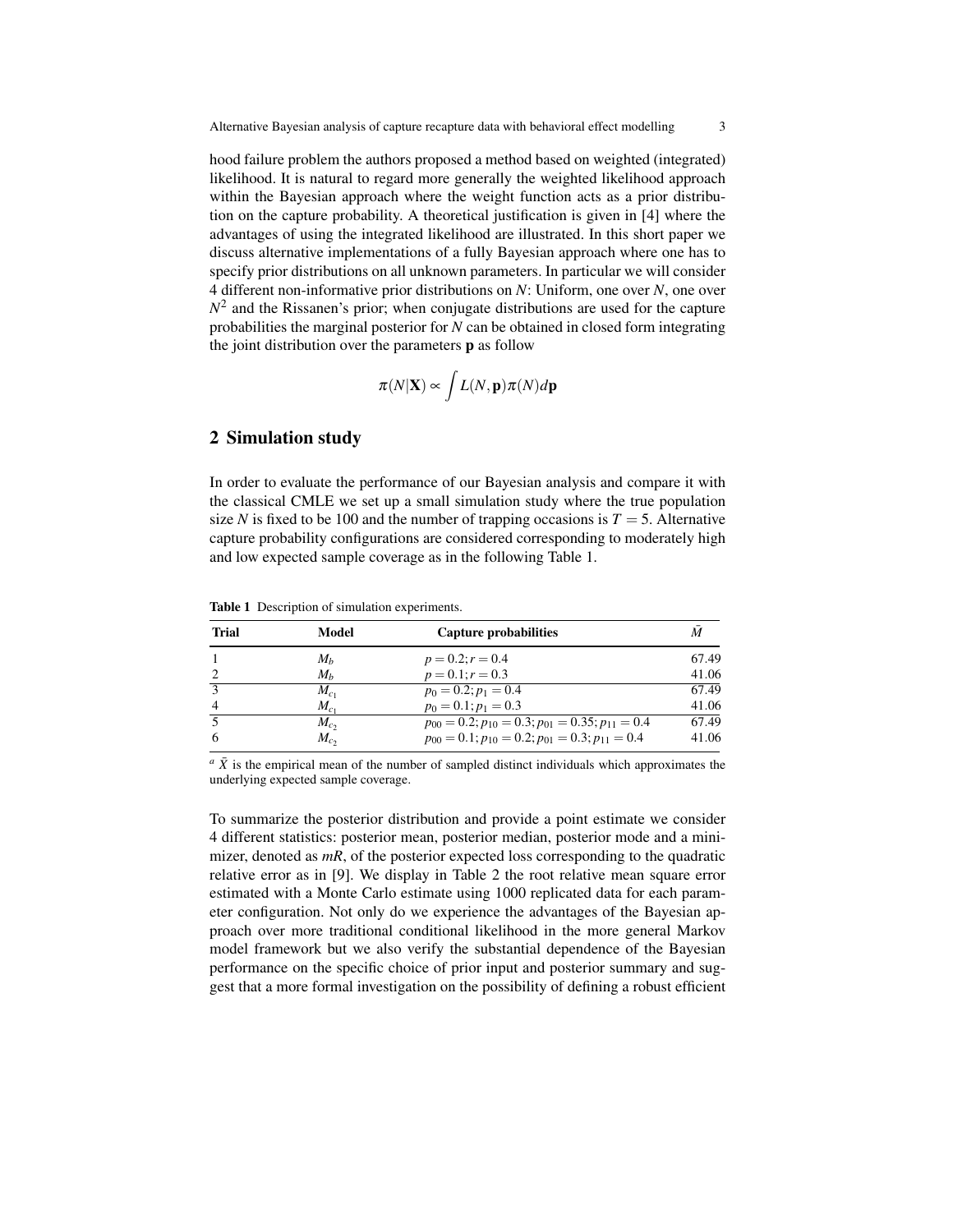hood failure problem the authors proposed a method based on weighted (integrated) likelihood. It is natural to regard more generally the weighted likelihood approach within the Bayesian approach where the weight function acts as a prior distribution on the capture probability. A theoretical justification is given in [4] where the advantages of using the integrated likelihood are illustrated. In this short paper we discuss alternative implementations of a fully Bayesian approach where one has to specify prior distributions on all unknown parameters. In particular we will consider 4 different non-informative prior distributions on $N$: Uniform, one over $N$, one over $N^2$ and the Rissanen's prior; when conjugate distributions are used for the capture probabilities the marginal posterior for $N$ can be obtained in closed form integrating the joint distribution over the parameters $\mathbf{p}$ as follow

$$\pi(N|\mathbf{X}) \propto \int L(N,\mathbf{p})\pi(N)d\mathbf{p}$$

## 2 Simulation study

In order to evaluate the performance of our Bayesian analysis and compare it with the classical CMLE we set up a small simulation study where the true population size $N$ is fixed to be 100 and the number of trapping occasions is $T = 5$. Alternative capture probability configurations are considered corresponding to moderately high and low expected sample coverage as in the following Table 1.

**Table 1** Description of simulation experiments.

| Trial | Model | Capture probabilities | $\bar{M}$ |
|---|---|---|---|
| 1 | $M_b$ | $p = 0.2; r = 0.4$ | 67.49 |
| 2 | $M_b$ | $p = 0.1; r = 0.3$ | 41.06 |
| 3 | $M_{c_1}$ | $p_0 = 0.2; p_1 = 0.4$ | 67.49 |
| 4 | $M_{c_1}$ | $p_0 = 0.1; p_1 = 0.3$ | 41.06 |
| 5 | $M_{c_2}$ | $p_{00} = 0.2; p_{10} = 0.3; p_{01} = 0.35; p_{11} = 0.4$ | 67.49 |
| 6 | $M_{c_2}$ | $p_{00} = 0.1; p_{10} = 0.2; p_{01} = 0.3; p_{11} = 0.4$ | 41.06 |

[a] $\bar{X}$ is the empirical mean of the number of sampled distinct individuals which approximates the underlying expected sample coverage.

To summarize the posterior distribution and provide a point estimate we consider 4 different statistics: posterior mean, posterior median, posterior mode and a minimizer, denoted as *mR*, of the posterior expected loss corresponding to the quadratic relative error as in [9]. We display in Table 2 the root relative mean square error estimated with a Monte Carlo estimate using 1000 replicated data for each parameter configuration. Not only do we experience the advantages of the Bayesian approach over more traditional conditional likelihood in the more general Markov model framework but we also verify the substantial dependence of the Bayesian performance on the specific choice of prior input and posterior summary and suggest that a more formal investigation on the possibility of defining a robust efficient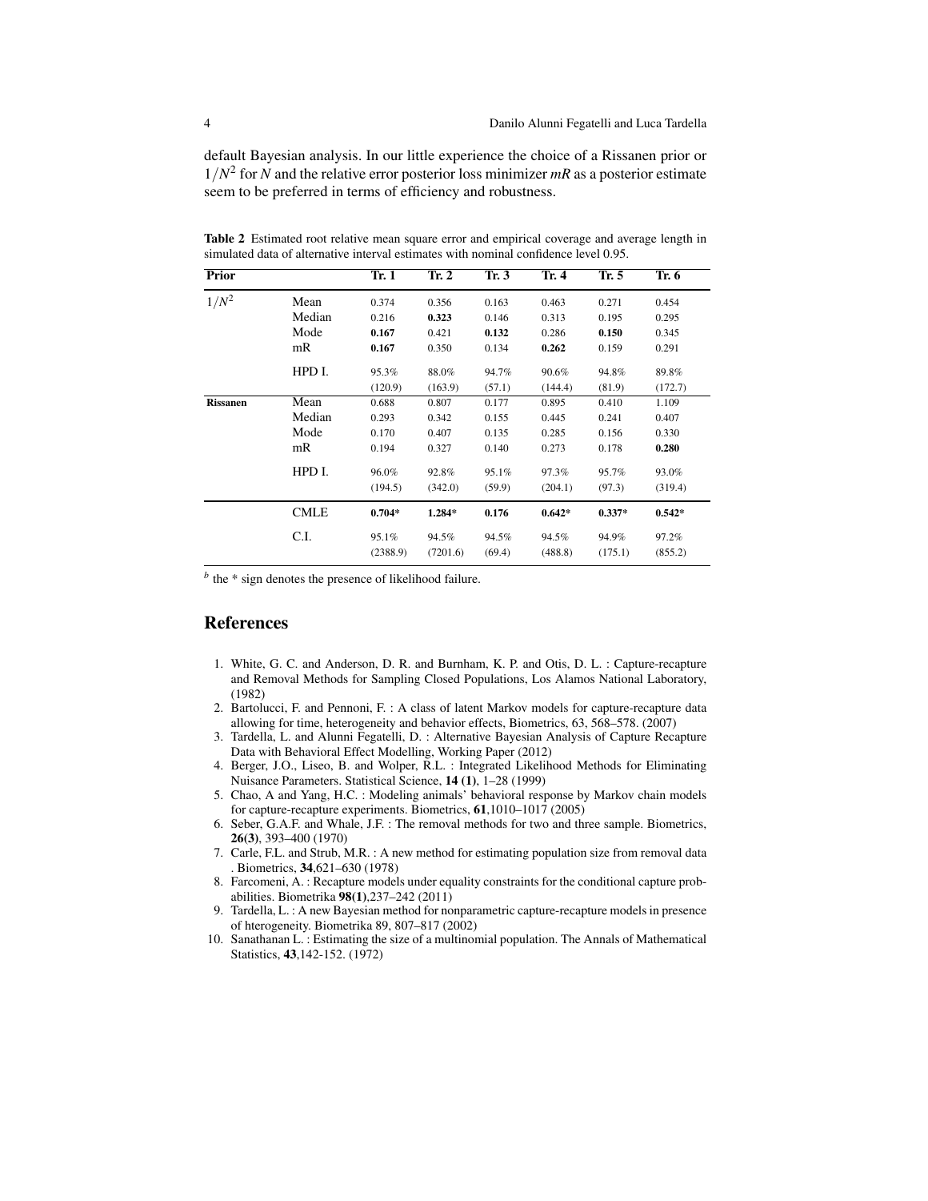default Bayesian analysis. In our little experience the choice of a Rissanen prior or $1/N^2$ for $N$ and the relative error posterior loss minimizer $mR$ as a posterior estimate seem to be preferred in terms of efficiency and robustness.

**Table 2** Estimated root relative mean square error and empirical coverage and average length in simulated data of alternative interval estimates with nominal confidence level 0.95.

| Prior | | Tr. 1 | Tr. 2 | Tr. 3 | Tr. 4 | Tr. 5 | Tr. 6 |
|---|---|---|---|---|---|---|---|
| $1/N^2$ | Mean | 0.374 | 0.356 | 0.163 | 0.463 | 0.271 | 0.454 |
| | Median | 0.216 | **0.323** | 0.146 | 0.313 | 0.195 | 0.295 |
| | Mode | **0.167** | 0.421 | **0.132** | 0.286 | **0.150** | 0.345 |
| | mR | **0.167** | 0.350 | 0.134 | **0.262** | 0.159 | 0.291 |
| | HPD I. | 95.3% | 88.0% | 94.7% | 90.6% | 94.8% | 89.8% |
| | | (120.9) | (163.9) | (57.1) | (144.4) | (81.9) | (172.7) |
| **Rissanen** | Mean | 0.688 | 0.807 | 0.177 | 0.895 | 0.410 | 1.109 |
| | Median | 0.293 | 0.342 | 0.155 | 0.445 | 0.241 | 0.407 |
| | Mode | 0.170 | 0.407 | 0.135 | 0.285 | 0.156 | 0.330 |
| | mR | 0.194 | 0.327 | 0.140 | 0.273 | 0.178 | **0.280** |
| | HPD I. | 96.0% | 92.8% | 95.1% | 97.3% | 95.7% | 93.0% |
| | | (194.5) | (342.0) | (59.9) | (204.1) | (97.3) | (319.4) |
| | CMLE | **0.704*** | **1.284*** | **0.176** | **0.642*** | **0.337*** | **0.542*** |
| | C.I. | 95.1% | 94.5% | 94.5% | 94.5% | 94.9% | 97.2% |
| | | (2388.9) | (7201.6) | (69.4) | (488.8) | (175.1) | (855.2) |

[b] the * sign denotes the presence of likelihood failure.

## References

1. White, G. C. and Anderson, D. R. and Burnham, K. P. and Otis, D. L. : Capture-recapture and Removal Methods for Sampling Closed Populations, Los Alamos National Laboratory, (1982)
2. Bartolucci, F. and Pennoni, F. : A class of latent Markov models for capture-recapture data allowing for time, heterogeneity and behavior effects, Biometrics, 63, 568–578. (2007)
3. Tardella, L. and Alunni Fegatelli, D. : Alternative Bayesian Analysis of Capture Recapture Data with Behavioral Effect Modelling, Working Paper (2012)
4. Berger, J.O., Liseo, B. and Wolper, R.L. : Integrated Likelihood Methods for Eliminating Nuisance Parameters. Statistical Science, **14 (1)**, 1–28 (1999)
5. Chao, A and Yang, H.C. : Modeling animals' behavioral response by Markov chain models for capture-recapture experiments. Biometrics, **61**,1010–1017 (2005)
6. Seber, G.A.F. and Whale, J.F. : The removal methods for two and three sample. Biometrics, **26(3)**, 393–400 (1970)
7. Carle, F.L. and Strub, M.R. : A new method for estimating population size from removal data . Biometrics, **34**,621–630 (1978)
8. Farcomeni, A. : Recapture models under equality constraints for the conditional capture probabilities. Biometrika **98(1)**,237–242 (2011)
9. Tardella, L. : A new Bayesian method for nonparametric capture-recapture models in presence of hterogeneity. Biometrika 89, 807–817 (2002)
10. Sanathanan L. : Estimating the size of a multinomial population. The Annals of Mathematical Statistics, **43**,142-152. (1972)